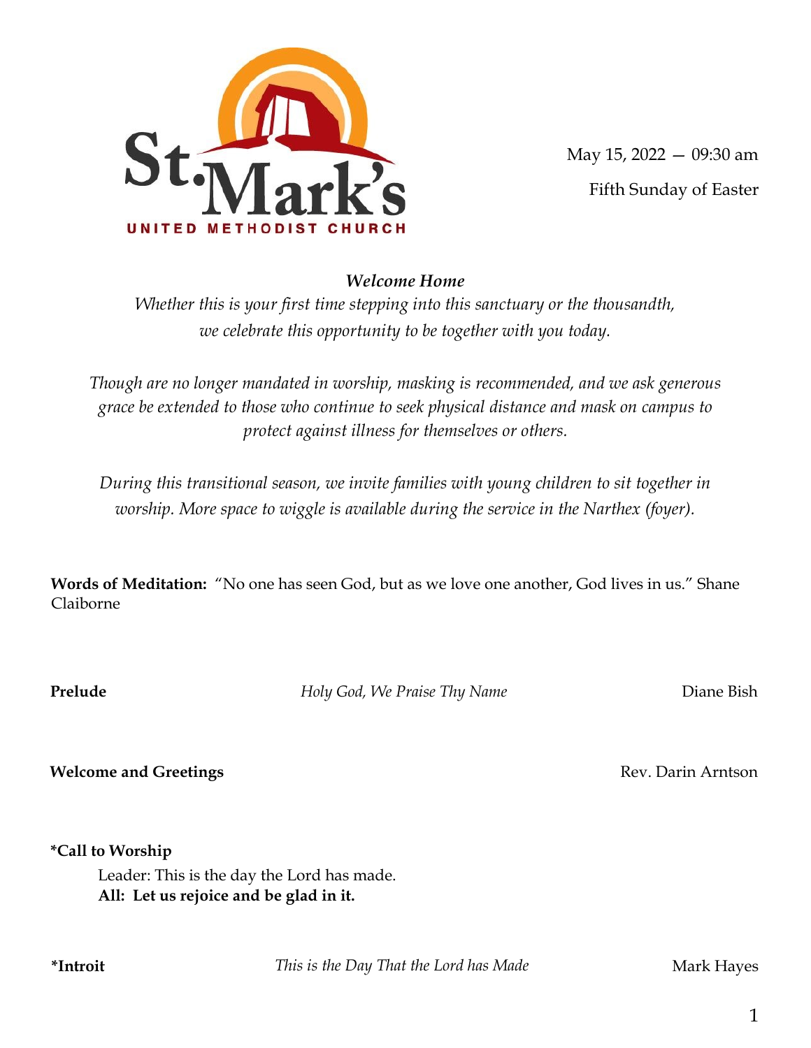St. Mark's
UNITED METHODIST CHURCH

May 15, 2022 — 09:30 am

Fifth Sunday of Easter

***Welcome Home***

*Whether this is your first time stepping into this sanctuary or the thousandth, we celebrate this opportunity to be together with you today.*

*Though are no longer mandated in worship, masking is recommended, and we ask generous grace be extended to those who continue to seek physical distance and mask on campus to protect against illness for themselves or others.*

*During this transitional season, we invite families with young children to sit together in worship. More space to wiggle is available during the service in the Narthex (foyer).*

**Words of Meditation:** "No one has seen God, but as we love one another, God lives in us." Shane Claiborne

**Prelude** — *Holy God, We Praise Thy Name* — Diane Bish

**Welcome and Greetings** — Rev. Darin Arntson

**\*Call to Worship**

Leader: This is the day the Lord has made.
**All: Let us rejoice and be glad in it.**

**\*Introit** — *This is the Day That the Lord has Made* — Mark Hayes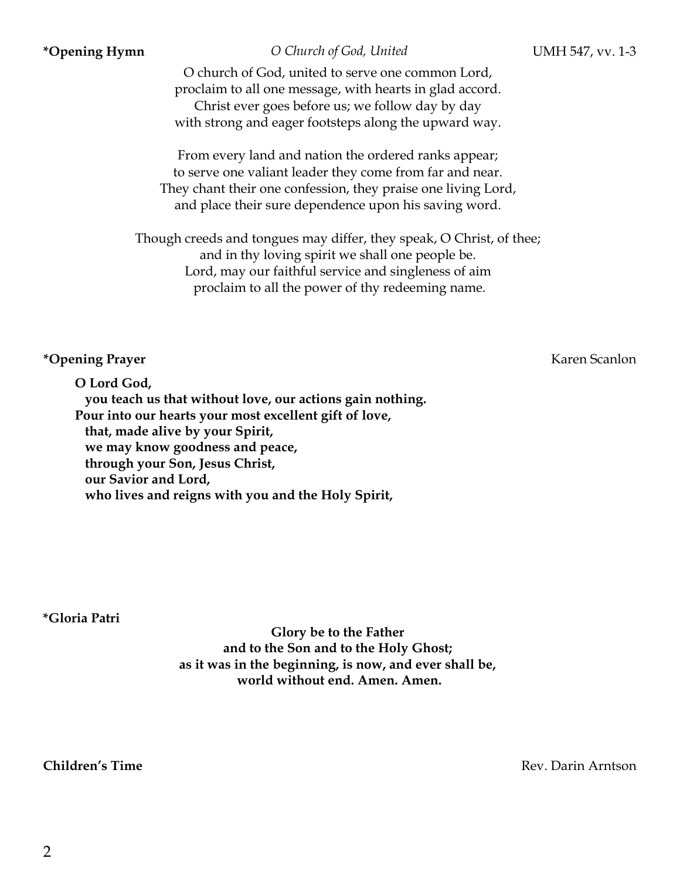**\*Opening Hymn** *O Church of God, United* UMH 547, vv. 1-3

O church of God, united to serve one common Lord,
proclaim to all one message, with hearts in glad accord.
Christ ever goes before us; we follow day by day
with strong and eager footsteps along the upward way.

From every land and nation the ordered ranks appear;
to serve one valiant leader they come from far and near.
They chant their one confession, they praise one living Lord,
and place their sure dependence upon his saving word.

Though creeds and tongues may differ, they speak, O Christ, of thee;
and in thy loving spirit we shall one people be.
Lord, may our faithful service and singleness of aim
proclaim to all the power of thy redeeming name.

**\*Opening Prayer** Karen Scanlon

**O Lord God,**
**you teach us that without love, our actions gain nothing.**
**Pour into our hearts your most excellent gift of love,**
**that, made alive by your Spirit,**
**we may know goodness and peace,**
**through your Son, Jesus Christ,**
**our Savior and Lord,**
**who lives and reigns with you and the Holy Spirit,**

**\*Gloria Patri**

**Glory be to the Father**
**and to the Son and to the Holy Ghost;**
**as it was in the beginning, is now, and ever shall be,**
**world without end. Amen. Amen.**

**Children's Time** Rev. Darin Arntson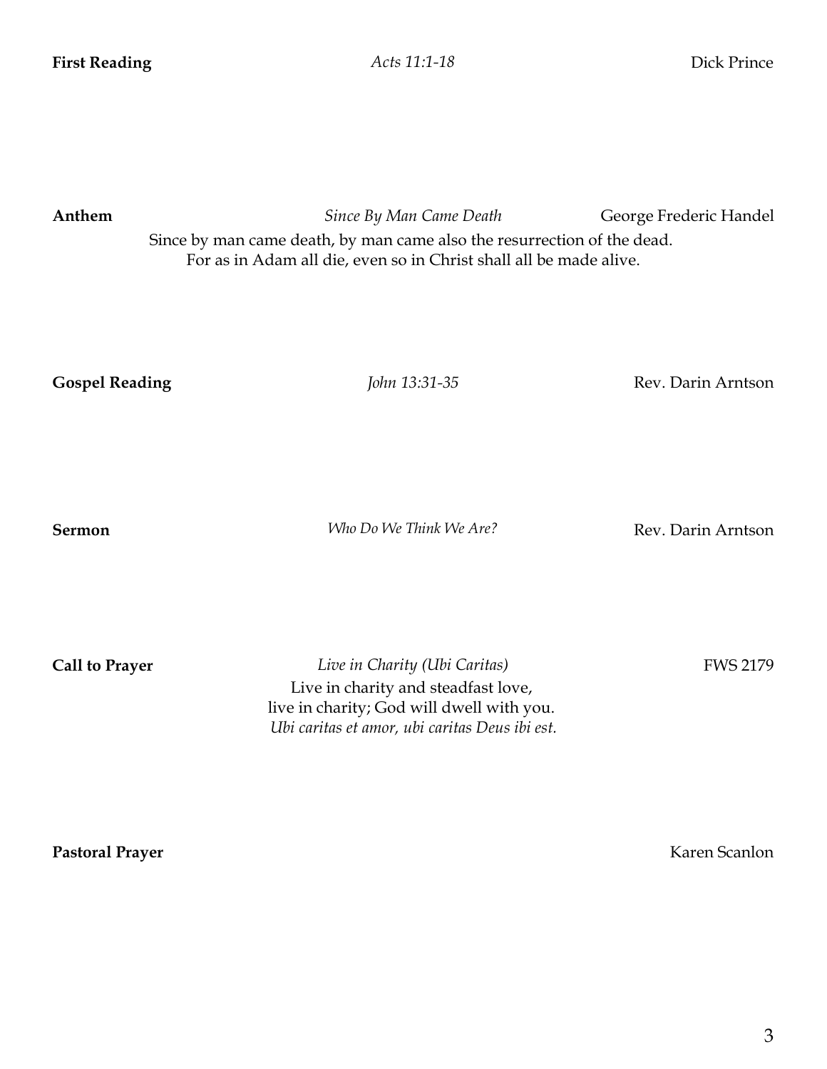**First Reading** *Acts 11:1-18* Dick Prince

**Anthem** *Since By Man Came Death* George Frederic Handel

Since by man came death, by man came also the resurrection of the dead.
For as in Adam all die, even so in Christ shall all be made alive.

**Gospel Reading** *John 13:31-35* Rev. Darin Arntson

**Sermon** *Who Do We Think We Are?* Rev. Darin Arntson

**Call to Prayer** *Live in Charity (Ubi Caritas)* FWS 2179

Live in charity and steadfast love,
live in charity; God will dwell with you.
*Ubi caritas et amor, ubi caritas Deus ibi est.*

**Pastoral Prayer** Karen Scanlon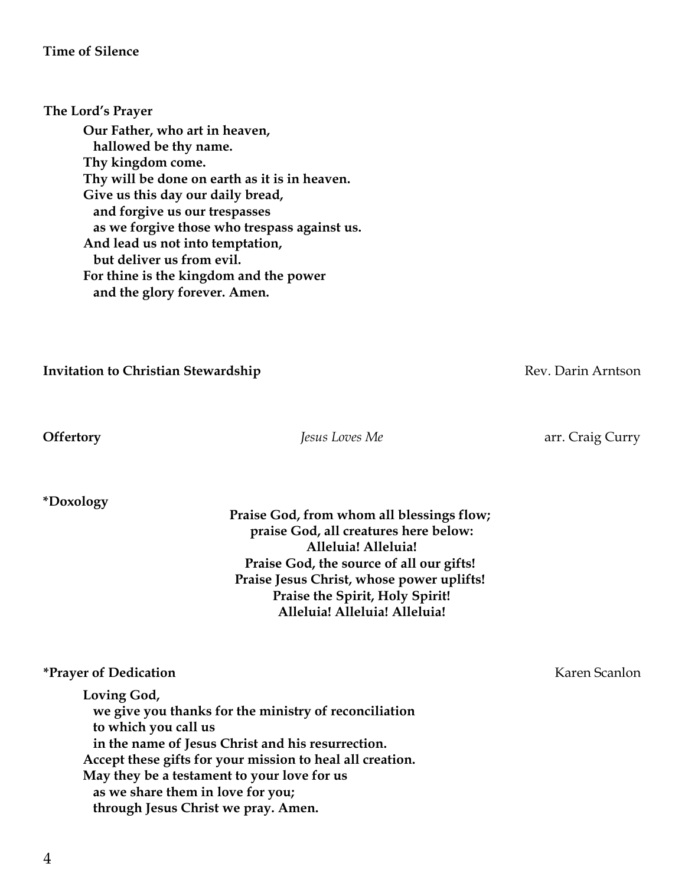**Time of Silence**

**The Lord's Prayer**

**Our Father, who art in heaven,**
**hallowed be thy name.**
**Thy kingdom come.**
**Thy will be done on earth as it is in heaven.**
**Give us this day our daily bread,**
**and forgive us our trespasses**
**as we forgive those who trespass against us.**
**And lead us not into temptation,**
**but deliver us from evil.**
**For thine is the kingdom and the power**
**and the glory forever. Amen.**

**Invitation to Christian Stewardship** — Rev. Darin Arntson

**Offertory** — *Jesus Loves Me* — arr. Craig Curry

**\*Doxology**

**Praise God, from whom all blessings flow;**
**praise God, all creatures here below:**
**Alleluia! Alleluia!**
**Praise God, the source of all our gifts!**
**Praise Jesus Christ, whose power uplifts!**
**Praise the Spirit, Holy Spirit!**
**Alleluia! Alleluia! Alleluia!**

**\*Prayer of Dedication** — Karen Scanlon

**Loving God,**
**we give you thanks for the ministry of reconciliation**
**to which you call us**
**in the name of Jesus Christ and his resurrection.**
**Accept these gifts for your mission to heal all creation.**
**May they be a testament to your love for us**
**as we share them in love for you;**
**through Jesus Christ we pray. Amen.**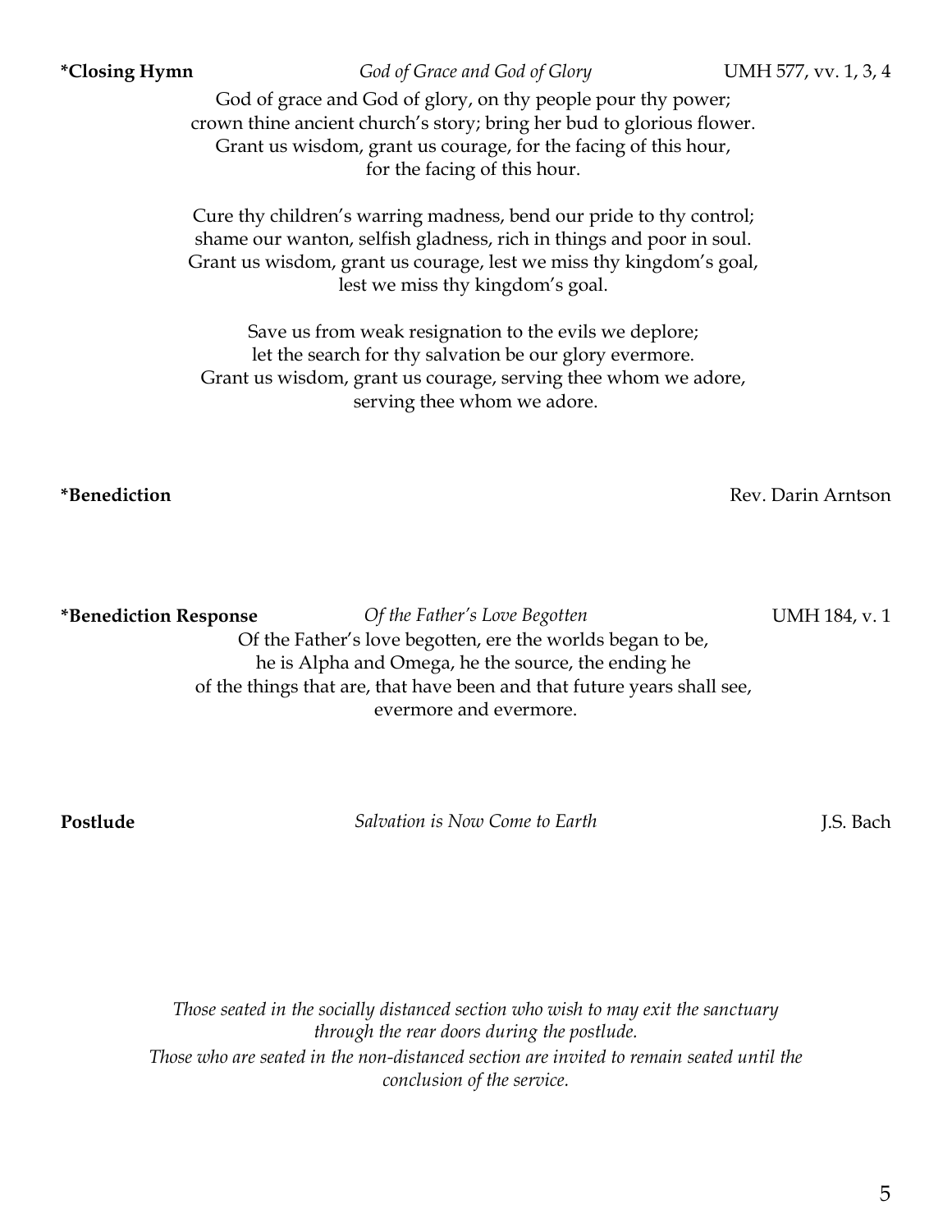**\*Closing Hymn** *God of Grace and God of Glory* UMH 577, vv. 1, 3, 4

God of grace and God of glory, on thy people pour thy power;
crown thine ancient church's story; bring her bud to glorious flower.
Grant us wisdom, grant us courage, for the facing of this hour,
for the facing of this hour.

Cure thy children's warring madness, bend our pride to thy control;
shame our wanton, selfish gladness, rich in things and poor in soul.
Grant us wisdom, grant us courage, lest we miss thy kingdom's goal,
lest we miss thy kingdom's goal.

Save us from weak resignation to the evils we deplore;
let the search for thy salvation be our glory evermore.
Grant us wisdom, grant us courage, serving thee whom we adore,
serving thee whom we adore.

**\*Benediction** Rev. Darin Arntson

**\*Benediction Response** *Of the Father's Love Begotten* UMH 184, v. 1

Of the Father's love begotten, ere the worlds began to be,
he is Alpha and Omega, he the source, the ending he
of the things that are, that have been and that future years shall see,
evermore and evermore.

**Postlude** *Salvation is Now Come to Earth* J.S. Bach

*Those seated in the socially distanced section who wish to may exit the sanctuary through the rear doors during the postlude.*
*Those who are seated in the non-distanced section are invited to remain seated until the conclusion of the service.*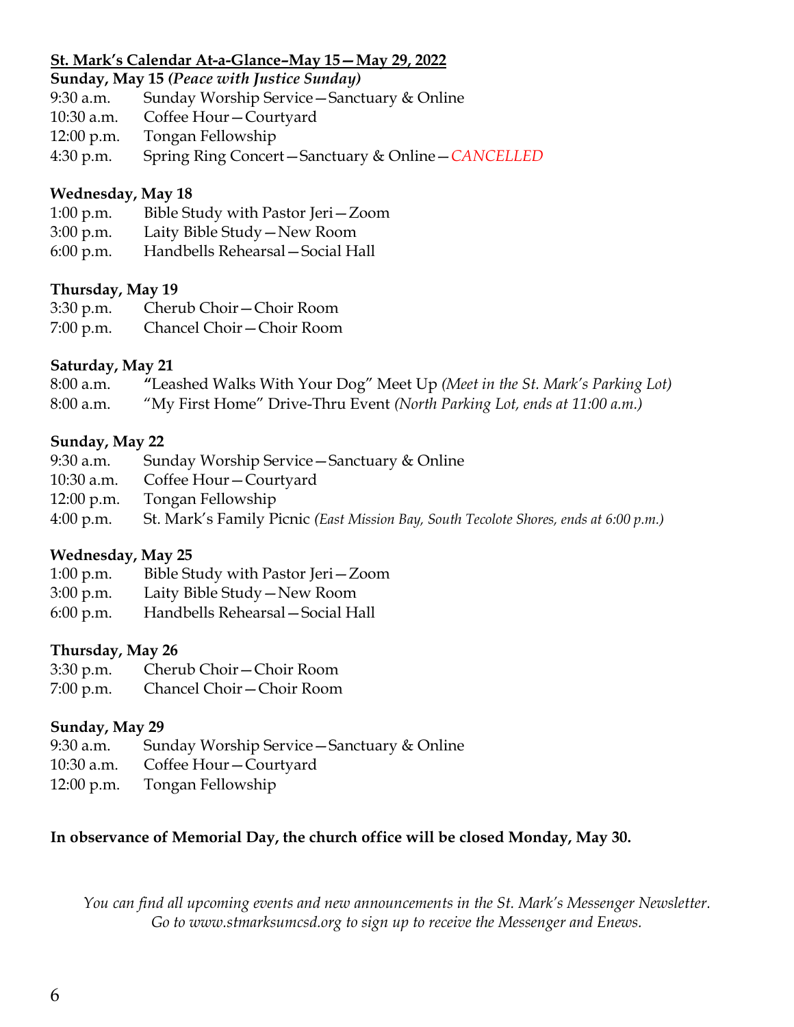**St. Mark's Calendar At-a-Glance–May 15—May 29, 2022**

**Sunday, May 15 *(Peace with Justice Sunday)***

9:30 a.m. Sunday Worship Service—Sanctuary & Online
10:30 a.m. Coffee Hour—Courtyard
12:00 p.m. Tongan Fellowship
4:30 p.m. Spring Ring Concert—Sanctuary & Online—*CANCELLED*

**Wednesday, May 18**

1:00 p.m. Bible Study with Pastor Jeri—Zoom
3:00 p.m. Laity Bible Study—New Room
6:00 p.m. Handbells Rehearsal—Social Hall

**Thursday, May 19**

3:30 p.m. Cherub Choir—Choir Room
7:00 p.m. Chancel Choir—Choir Room

**Saturday, May 21**

8:00 a.m. "Leashed Walks With Your Dog" Meet Up *(Meet in the St. Mark's Parking Lot)*
8:00 a.m. "My First Home" Drive-Thru Event *(North Parking Lot, ends at 11:00 a.m.)*

**Sunday, May 22**

9:30 a.m. Sunday Worship Service—Sanctuary & Online
10:30 a.m. Coffee Hour—Courtyard
12:00 p.m. Tongan Fellowship
4:00 p.m. St. Mark's Family Picnic *(East Mission Bay, South Tecolote Shores, ends at 6:00 p.m.)*

**Wednesday, May 25**

1:00 p.m. Bible Study with Pastor Jeri—Zoom
3:00 p.m. Laity Bible Study—New Room
6:00 p.m. Handbells Rehearsal—Social Hall

**Thursday, May 26**

3:30 p.m. Cherub Choir—Choir Room
7:00 p.m. Chancel Choir—Choir Room

**Sunday, May 29**

9:30 a.m. Sunday Worship Service—Sanctuary & Online
10:30 a.m. Coffee Hour—Courtyard
12:00 p.m. Tongan Fellowship

**In observance of Memorial Day, the church office will be closed Monday, May 30.**

*You can find all upcoming events and new announcements in the St. Mark's Messenger Newsletter. Go to www.stmarksumcsd.org to sign up to receive the Messenger and Enews.*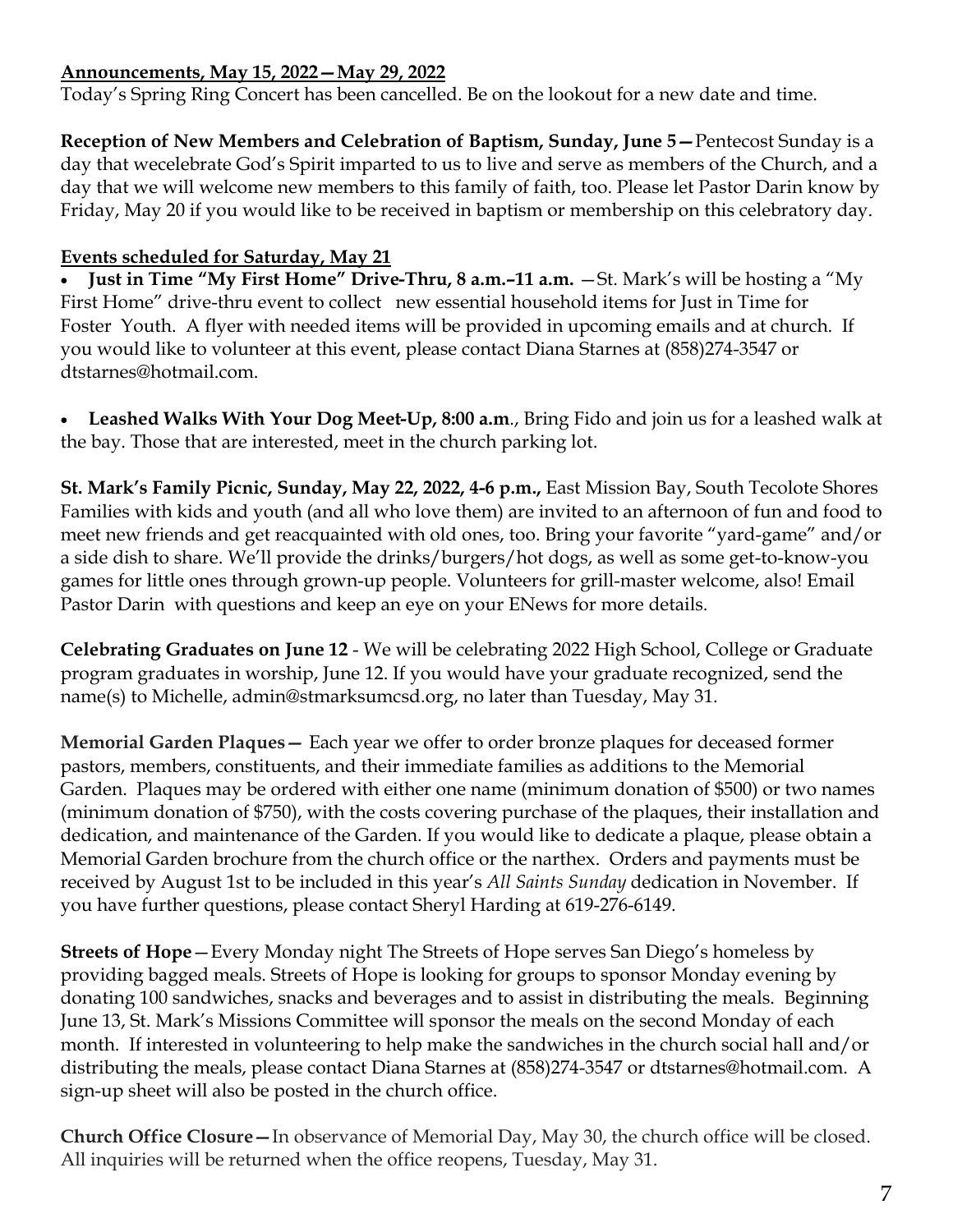**Announcements, May 15, 2022—May 29, 2022**

Today's Spring Ring Concert has been cancelled. Be on the lookout for a new date and time.

**Reception of New Members and Celebration of Baptism, Sunday, June 5—** Pentecost Sunday is a day that wecelebrate God's Spirit imparted to us to live and serve as members of the Church, and a day that we will welcome new members to this family of faith, too. Please let Pastor Darin know by Friday, May 20 if you would like to be received in baptism or membership on this celebratory day.

**Events scheduled for Saturday, May 21**

- **Just in Time "My First Home" Drive-Thru, 8 a.m.–11 a.m.** —St. Mark's will be hosting a "My First Home" drive-thru event to collect new essential household items for Just in Time for Foster Youth. A flyer with needed items will be provided in upcoming emails and at church. If you would like to volunteer at this event, please contact Diana Starnes at (858)274-3547 or dtstarnes@hotmail.com.

- **Leashed Walks With Your Dog Meet-Up, 8:00 a.m**., Bring Fido and join us for a leashed walk at the bay. Those that are interested, meet in the church parking lot.

**St. Mark's Family Picnic, Sunday, May 22, 2022, 4-6 p.m.,** East Mission Bay, South Tecolote Shores Families with kids and youth (and all who love them) are invited to an afternoon of fun and food to meet new friends and get reacquainted with old ones, too. Bring your favorite "yard-game" and/or a side dish to share. We'll provide the drinks/burgers/hot dogs, as well as some get-to-know-you games for little ones through grown-up people. Volunteers for grill-master welcome, also! Email Pastor Darin with questions and keep an eye on your ENews for more details.

**Celebrating Graduates on June 12** - We will be celebrating 2022 High School, College or Graduate program graduates in worship, June 12. If you would have your graduate recognized, send the name(s) to Michelle, admin@stmarksumcsd.org, no later than Tuesday, May 31.

**Memorial Garden Plaques—** Each year we offer to order bronze plaques for deceased former pastors, members, constituents, and their immediate families as additions to the Memorial Garden. Plaques may be ordered with either one name (minimum donation of $500) or two names (minimum donation of $750), with the costs covering purchase of the plaques, their installation and dedication, and maintenance of the Garden. If you would like to dedicate a plaque, please obtain a Memorial Garden brochure from the church office or the narthex. Orders and payments must be received by August 1st to be included in this year's *All Saints Sunday* dedication in November. If you have further questions, please contact Sheryl Harding at 619-276-6149.

**Streets of Hope**—Every Monday night The Streets of Hope serves San Diego's homeless by providing bagged meals. Streets of Hope is looking for groups to sponsor Monday evening by donating 100 sandwiches, snacks and beverages and to assist in distributing the meals. Beginning June 13, St. Mark's Missions Committee will sponsor the meals on the second Monday of each month. If interested in volunteering to help make the sandwiches in the church social hall and/or distributing the meals, please contact Diana Starnes at (858)274-3547 or dtstarnes@hotmail.com. A sign-up sheet will also be posted in the church office.

**Church Office Closure—** In observance of Memorial Day, May 30, the church office will be closed. All inquiries will be returned when the office reopens, Tuesday, May 31.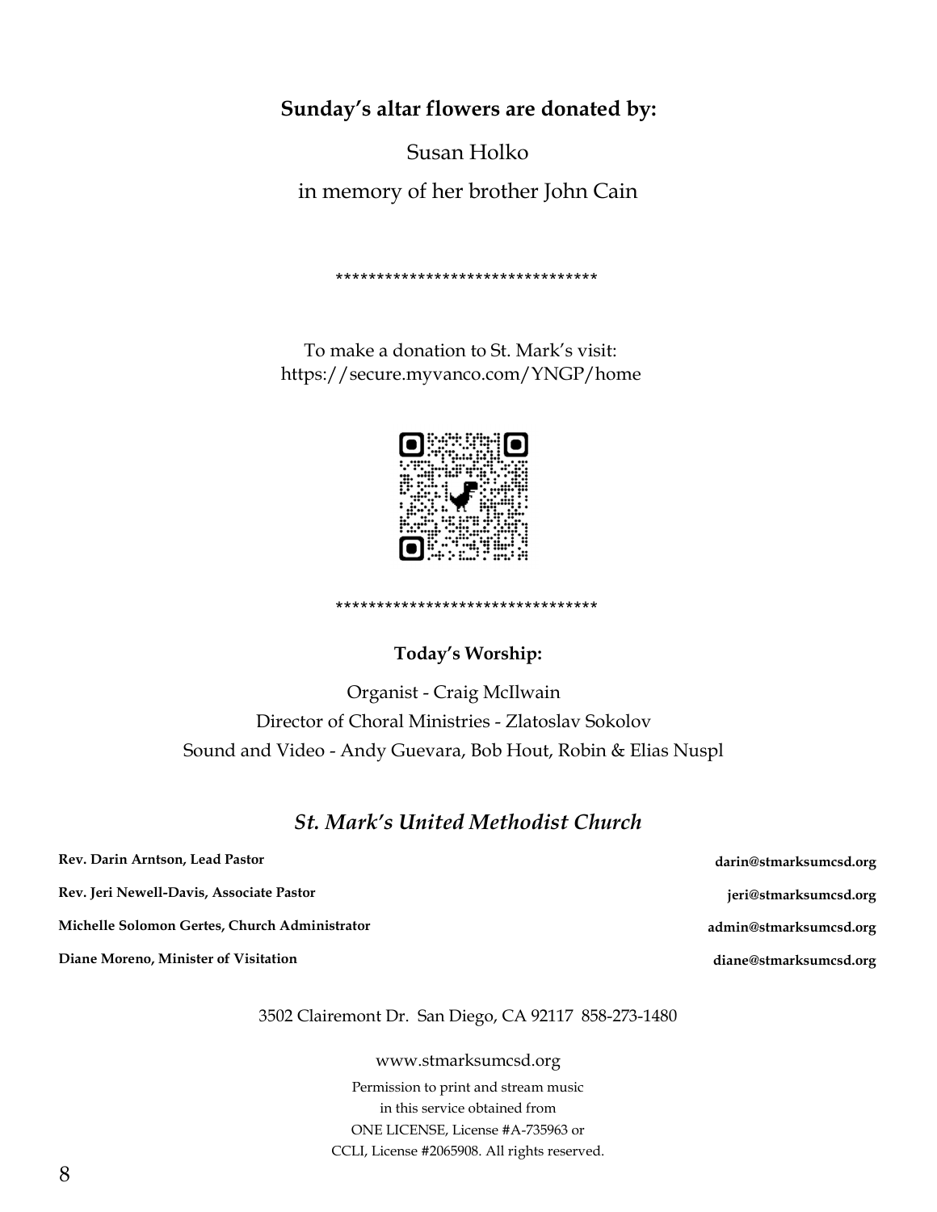**Sunday's altar flowers are donated by:**

Susan Holko

in memory of her brother John Cain

********************************

To make a donation to St. Mark's visit:
https://secure.myvanco.com/YNGP/home

********************************

**Today's Worship:**

Organist - Craig McIlwain
Director of Choral Ministries - Zlatoslav Sokolov
Sound and Video - Andy Guevara, Bob Hout, Robin & Elias Nuspl

## *St. Mark's United Methodist Church*

| | |
|---|---|
| **Rev. Darin Arntson, Lead Pastor** | **darin@stmarksumcsd.org** |
| **Rev. Jeri Newell-Davis, Associate Pastor** | **jeri@stmarksumcsd.org** |
| **Michelle Solomon Gertes, Church Administrator** | **admin@stmarksumcsd.org** |
| **Diane Moreno, Minister of Visitation** | **diane@stmarksumcsd.org** |

3502 Clairemont Dr. San Diego, CA 92117 858-273-1480

www.stmarksumcsd.org

Permission to print and stream music
in this service obtained from
ONE LICENSE, License #A-735963 or
CCLI, License #2065908. All rights reserved.